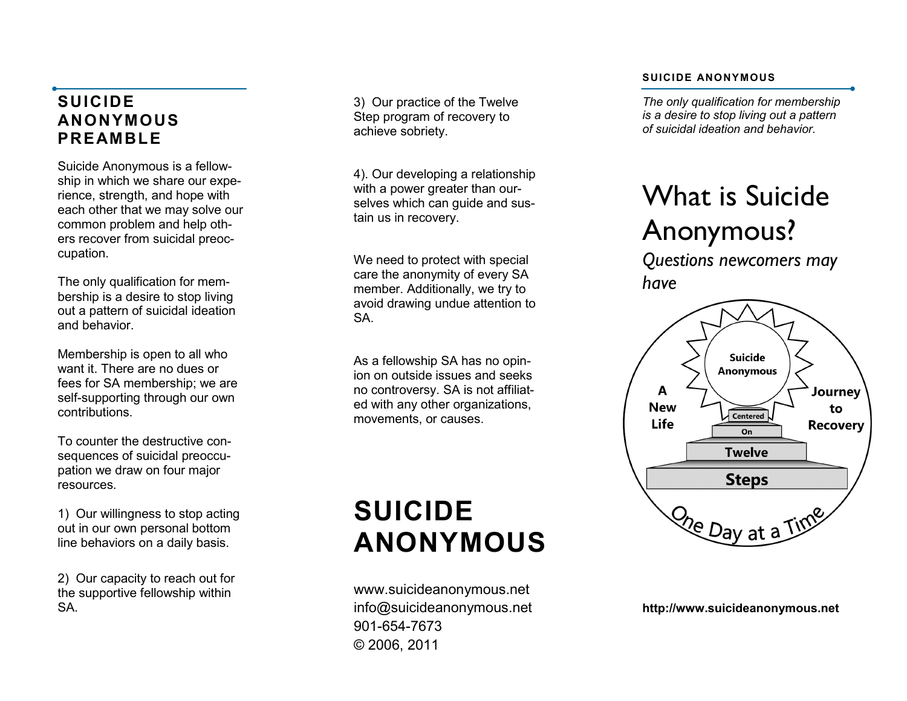## SUICIDE ANONYMOUS PREAMBLE

Suicide Anonymous is a fellowship in which we share our experience, strength, and hope with each other that we may solve our common problem and help others recover from suicidal preoccupation.

The only qualification for membership is a desire to stop living out a pattern of suicidal ideation and behavior.

Membership is open to all who want it. There are no dues or fees for SA membership; we are self-supporting through our own contributions.

To counter the destructive consequences of suicidal preoccupation we draw on four major resources.

1) Our willingness to stop acting out in our own personal bottom line behaviors on a daily basis.

2) Our capacity to reach out for the supportive fellowship within SA.

3) Our practice of the Twelve Step program of recovery to achieve sobriety.

4). Our developing a relationship with a power greater than ourselves which can guide and sustain us in recovery.

We need to protect with special care the anonymity of every SA member. Additionally, we try to avoid drawing undue attention to SA.

As a fellowship SA has no opinion on outside issues and seeks no controversy. SA is not affiliated with any other organizations, movements, or causes.

# SUICIDE ANONYMOUS

www.suicideanonymous.net
info@suicideanonymous.net
901-654-7673
© 2006, 2011

**SUICIDE ANONYMOUS**

*The only qualification for membership is a desire to stop living out a pattern of suicidal ideation and behavior.*

# What is Suicide Anonymous?

*Questions newcomers may have*

Suicide Anonymous

A New Life

Journey to Recovery

Centered On Twelve Steps

One Day at a Time

**http://www.suicideanonymous.net**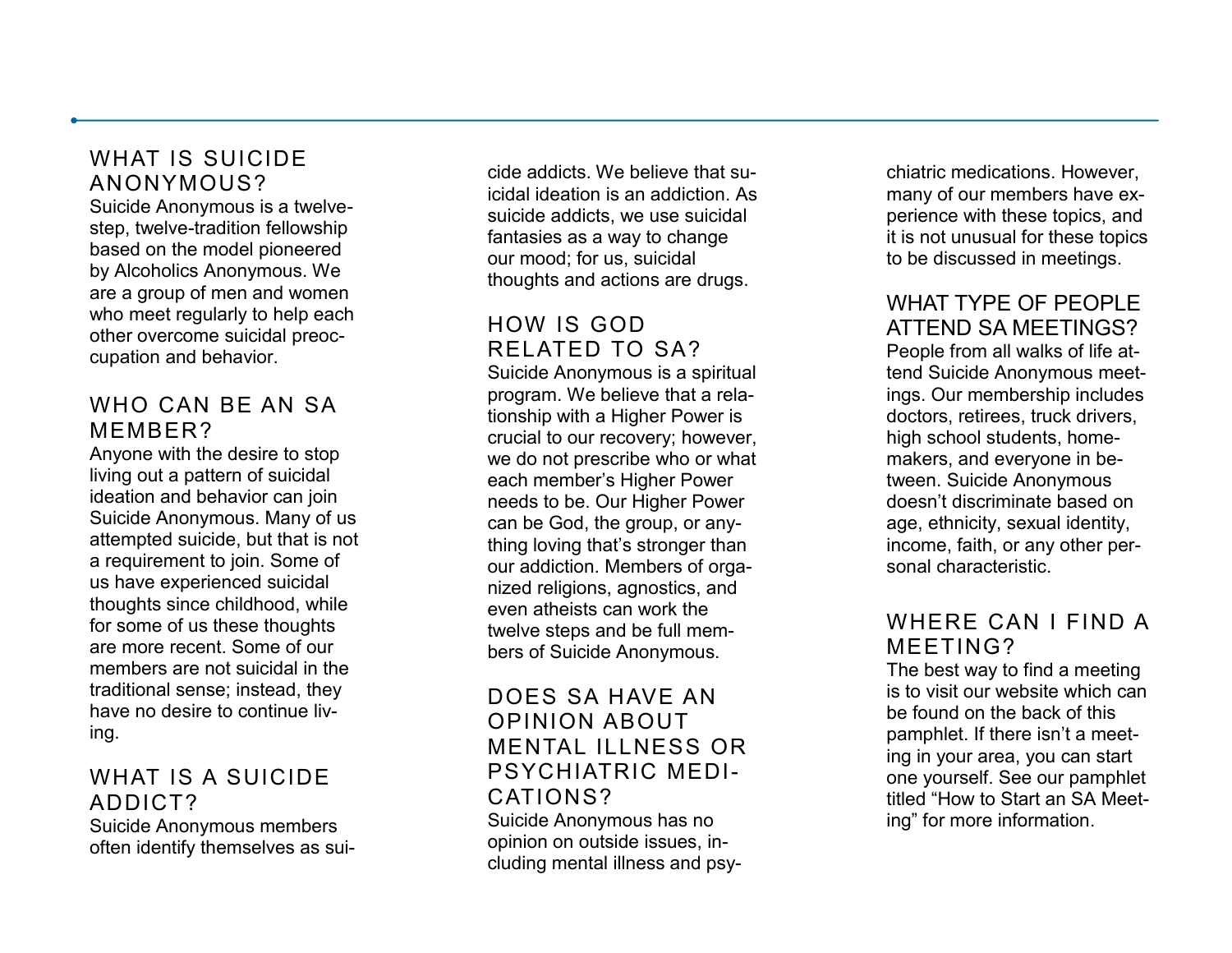## WHAT IS SUICIDE ANONYMOUS?

Suicide Anonymous is a twelve-step, twelve-tradition fellowship based on the model pioneered by Alcoholics Anonymous. We are a group of men and women who meet regularly to help each other overcome suicidal preoccupation and behavior.

## WHO CAN BE AN SA MEMBER?

Anyone with the desire to stop living out a pattern of suicidal ideation and behavior can join Suicide Anonymous. Many of us attempted suicide, but that is not a requirement to join. Some of us have experienced suicidal thoughts since childhood, while for some of us these thoughts are more recent. Some of our members are not suicidal in the traditional sense; instead, they have no desire to continue living.

## WHAT IS A SUICIDE ADDICT?

Suicide Anonymous members often identify themselves as suicide addicts. We believe that suicidal ideation is an addiction. As suicide addicts, we use suicidal fantasies as a way to change our mood; for us, suicidal thoughts and actions are drugs.

## HOW IS GOD RELATED TO SA?

Suicide Anonymous is a spiritual program. We believe that a relationship with a Higher Power is crucial to our recovery; however, we do not prescribe who or what each member's Higher Power needs to be. Our Higher Power can be God, the group, or anything loving that's stronger than our addiction. Members of organized religions, agnostics, and even atheists can work the twelve steps and be full members of Suicide Anonymous.

## DOES SA HAVE AN OPINION ABOUT MENTAL ILLNESS OR PSYCHIATRIC MEDICATIONS?

Suicide Anonymous has no opinion on outside issues, including mental illness and psychiatric medications. However, many of our members have experience with these topics, and it is not unusual for these topics to be discussed in meetings.

## WHAT TYPE OF PEOPLE ATTEND SA MEETINGS?

People from all walks of life attend Suicide Anonymous meetings. Our membership includes doctors, retirees, truck drivers, high school students, homemakers, and everyone in between. Suicide Anonymous doesn't discriminate based on age, ethnicity, sexual identity, income, faith, or any other personal characteristic.

## WHERE CAN I FIND A MEETING?

The best way to find a meeting is to visit our website which can be found on the back of this pamphlet. If there isn't a meeting in your area, you can start one yourself. See our pamphlet titled "How to Start an SA Meeting" for more information.